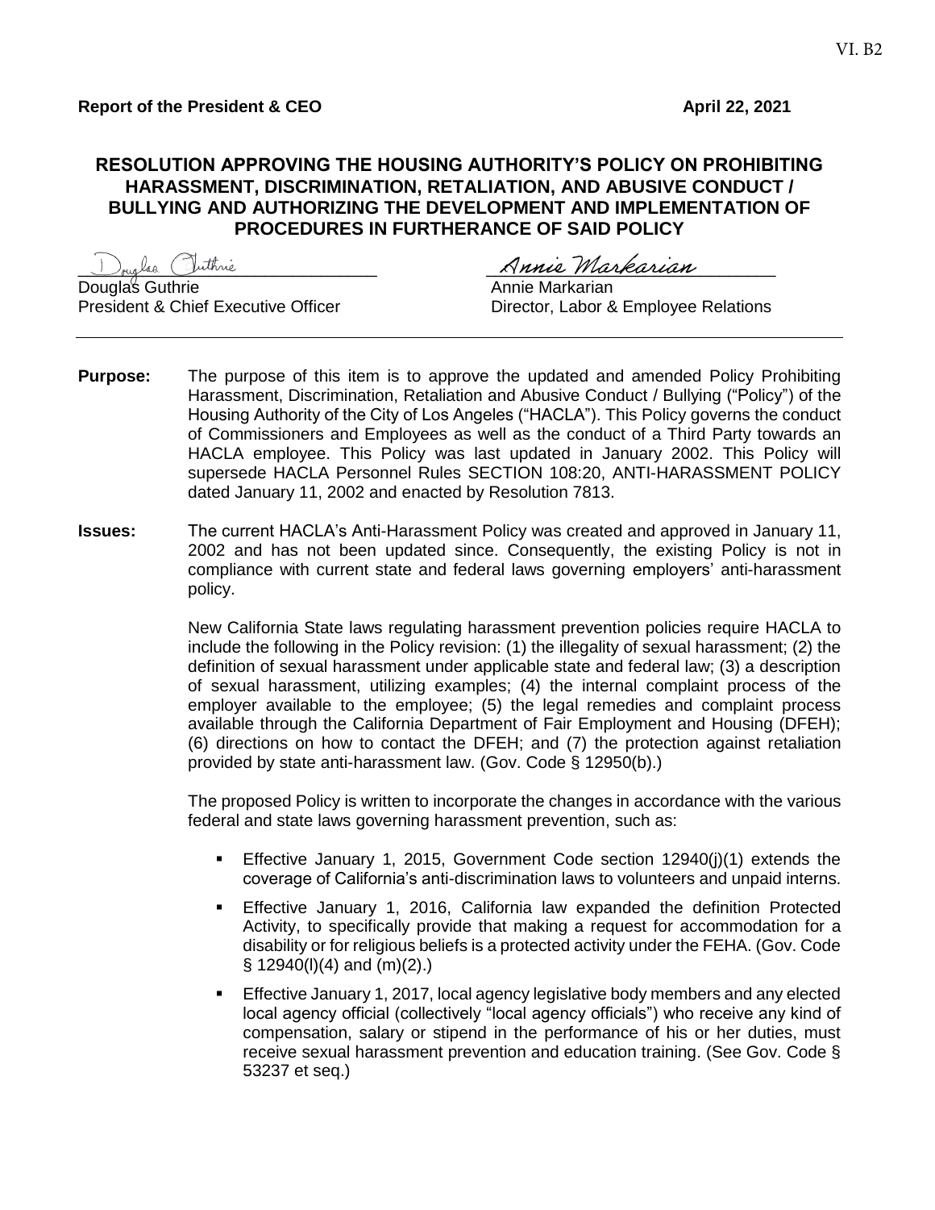VI. B2

**Report of the President & CEO** **April 22, 2021**

## RESOLUTION APPROVING THE HOUSING AUTHORITY'S POLICY ON PROHIBITING HARASSMENT, DISCRIMINATION, RETALIATION, AND ABUSIVE CONDUCT / BULLYING AND AUTHORIZING THE DEVELOPMENT AND IMPLEMENTATION OF PROCEDURES IN FURTHERANCE OF SAID POLICY

Douglas Guthrie
President & Chief Executive Officer

Annie Markarian
Director, Labor & Employee Relations

---

**Purpose:** The purpose of this item is to approve the updated and amended Policy Prohibiting Harassment, Discrimination, Retaliation and Abusive Conduct / Bullying ("Policy") of the Housing Authority of the City of Los Angeles ("HACLA"). This Policy governs the conduct of Commissioners and Employees as well as the conduct of a Third Party towards an HACLA employee. This Policy was last updated in January 2002. This Policy will supersede HACLA Personnel Rules SECTION 108:20, ANTI-HARASSMENT POLICY dated January 11, 2002 and enacted by Resolution 7813.

**Issues:** The current HACLA's Anti-Harassment Policy was created and approved in January 11, 2002 and has not been updated since. Consequently, the existing Policy is not in compliance with current state and federal laws governing employers' anti-harassment policy.

New California State laws regulating harassment prevention policies require HACLA to include the following in the Policy revision: (1) the illegality of sexual harassment; (2) the definition of sexual harassment under applicable state and federal law; (3) a description of sexual harassment, utilizing examples; (4) the internal complaint process of the employer available to the employee; (5) the legal remedies and complaint process available through the California Department of Fair Employment and Housing (DFEH); (6) directions on how to contact the DFEH; and (7) the protection against retaliation provided by state anti-harassment law. (Gov. Code § 12950(b).)

The proposed Policy is written to incorporate the changes in accordance with the various federal and state laws governing harassment prevention, such as:

- Effective January 1, 2015, Government Code section 12940(j)(1) extends the coverage of California's anti-discrimination laws to volunteers and unpaid interns.
- Effective January 1, 2016, California law expanded the definition Protected Activity, to specifically provide that making a request for accommodation for a disability or for religious beliefs is a protected activity under the FEHA. (Gov. Code § 12940(l)(4) and (m)(2).)
- Effective January 1, 2017, local agency legislative body members and any elected local agency official (collectively "local agency officials") who receive any kind of compensation, salary or stipend in the performance of his or her duties, must receive sexual harassment prevention and education training. (See Gov. Code § 53237 et seq.)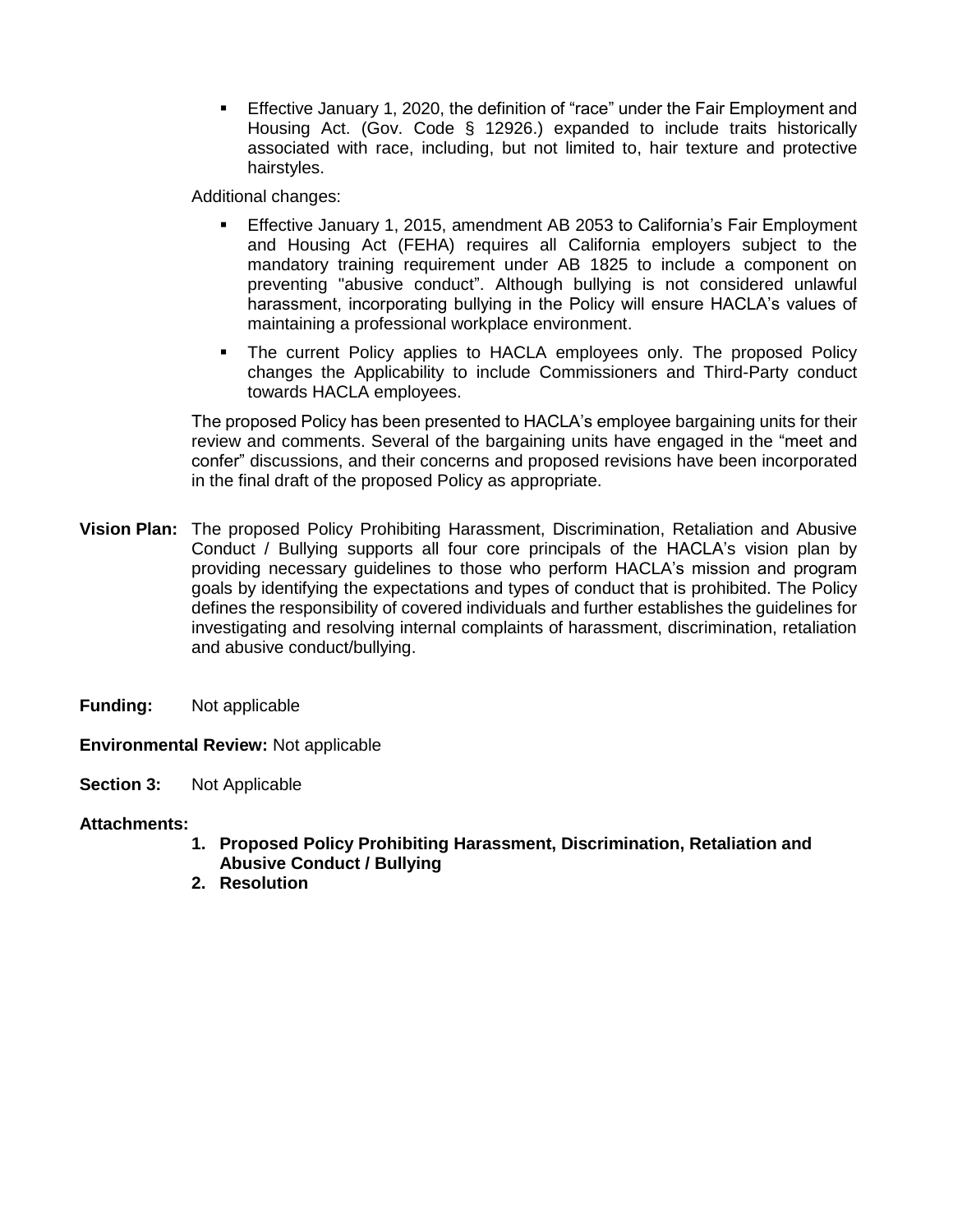- Effective January 1, 2020, the definition of "race" under the Fair Employment and Housing Act. (Gov. Code § 12926.) expanded to include traits historically associated with race, including, but not limited to, hair texture and protective hairstyles.

Additional changes:

- Effective January 1, 2015, amendment AB 2053 to California's Fair Employment and Housing Act (FEHA) requires all California employers subject to the mandatory training requirement under AB 1825 to include a component on preventing "abusive conduct". Although bullying is not considered unlawful harassment, incorporating bullying in the Policy will ensure HACLA's values of maintaining a professional workplace environment.
- The current Policy applies to HACLA employees only. The proposed Policy changes the Applicability to include Commissioners and Third-Party conduct towards HACLA employees.

The proposed Policy has been presented to HACLA's employee bargaining units for their review and comments. Several of the bargaining units have engaged in the "meet and confer" discussions, and their concerns and proposed revisions have been incorporated in the final draft of the proposed Policy as appropriate.

**Vision Plan:** The proposed Policy Prohibiting Harassment, Discrimination, Retaliation and Abusive Conduct / Bullying supports all four core principals of the HACLA's vision plan by providing necessary guidelines to those who perform HACLA's mission and program goals by identifying the expectations and types of conduct that is prohibited. The Policy defines the responsibility of covered individuals and further establishes the guidelines for investigating and resolving internal complaints of harassment, discrimination, retaliation and abusive conduct/bullying.

**Funding:** Not applicable

**Environmental Review:** Not applicable

**Section 3:** Not Applicable

**Attachments:**

1. **Proposed Policy Prohibiting Harassment, Discrimination, Retaliation and Abusive Conduct / Bullying**
2. **Resolution**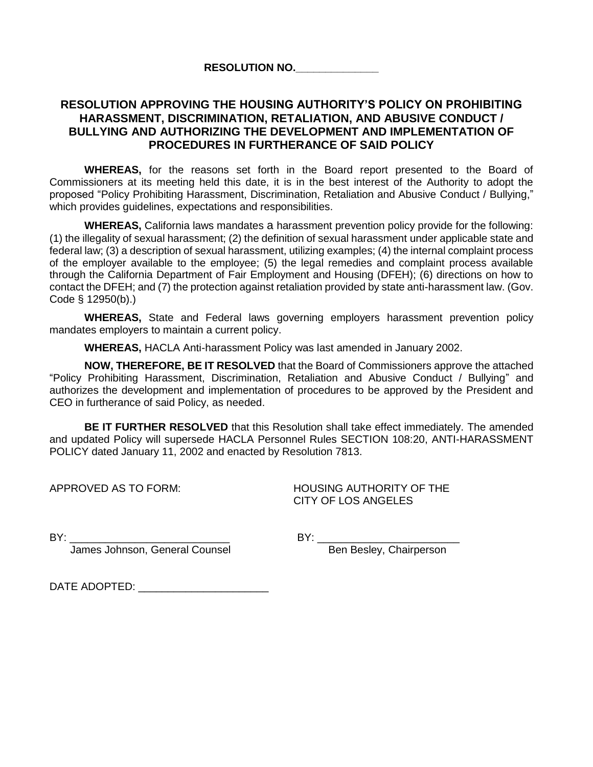**RESOLUTION NO.______________**

# RESOLUTION APPROVING THE HOUSING AUTHORITY'S POLICY ON PROHIBITING HARASSMENT, DISCRIMINATION, RETALIATION, AND ABUSIVE CONDUCT / BULLYING AND AUTHORIZING THE DEVELOPMENT AND IMPLEMENTATION OF PROCEDURES IN FURTHERANCE OF SAID POLICY

**WHEREAS,** for the reasons set forth in the Board report presented to the Board of Commissioners at its meeting held this date, it is in the best interest of the Authority to adopt the proposed "Policy Prohibiting Harassment, Discrimination, Retaliation and Abusive Conduct / Bullying," which provides guidelines, expectations and responsibilities.

**WHEREAS,** California laws mandates a harassment prevention policy provide for the following: (1) the illegality of sexual harassment; (2) the definition of sexual harassment under applicable state and federal law; (3) a description of sexual harassment, utilizing examples; (4) the internal complaint process of the employer available to the employee; (5) the legal remedies and complaint process available through the California Department of Fair Employment and Housing (DFEH); (6) directions on how to contact the DFEH; and (7) the protection against retaliation provided by state anti-harassment law. (Gov. Code § 12950(b).)

**WHEREAS,** State and Federal laws governing employers harassment prevention policy mandates employers to maintain a current policy.

**WHEREAS,** HACLA Anti-harassment Policy was last amended in January 2002.

**NOW, THEREFORE, BE IT RESOLVED** that the Board of Commissioners approve the attached "Policy Prohibiting Harassment, Discrimination, Retaliation and Abusive Conduct / Bullying" and authorizes the development and implementation of procedures to be approved by the President and CEO in furtherance of said Policy, as needed.

**BE IT FURTHER RESOLVED** that this Resolution shall take effect immediately. The amended and updated Policy will supersede HACLA Personnel Rules SECTION 108:20, ANTI-HARASSMENT POLICY dated January 11, 2002 and enacted by Resolution 7813.

APPROVED AS TO FORM:

BY: __________________________
James Johnson, General Counsel

HOUSING AUTHORITY OF THE CITY OF LOS ANGELES

BY: ________________________
Ben Besley, Chairperson

DATE ADOPTED: ______________________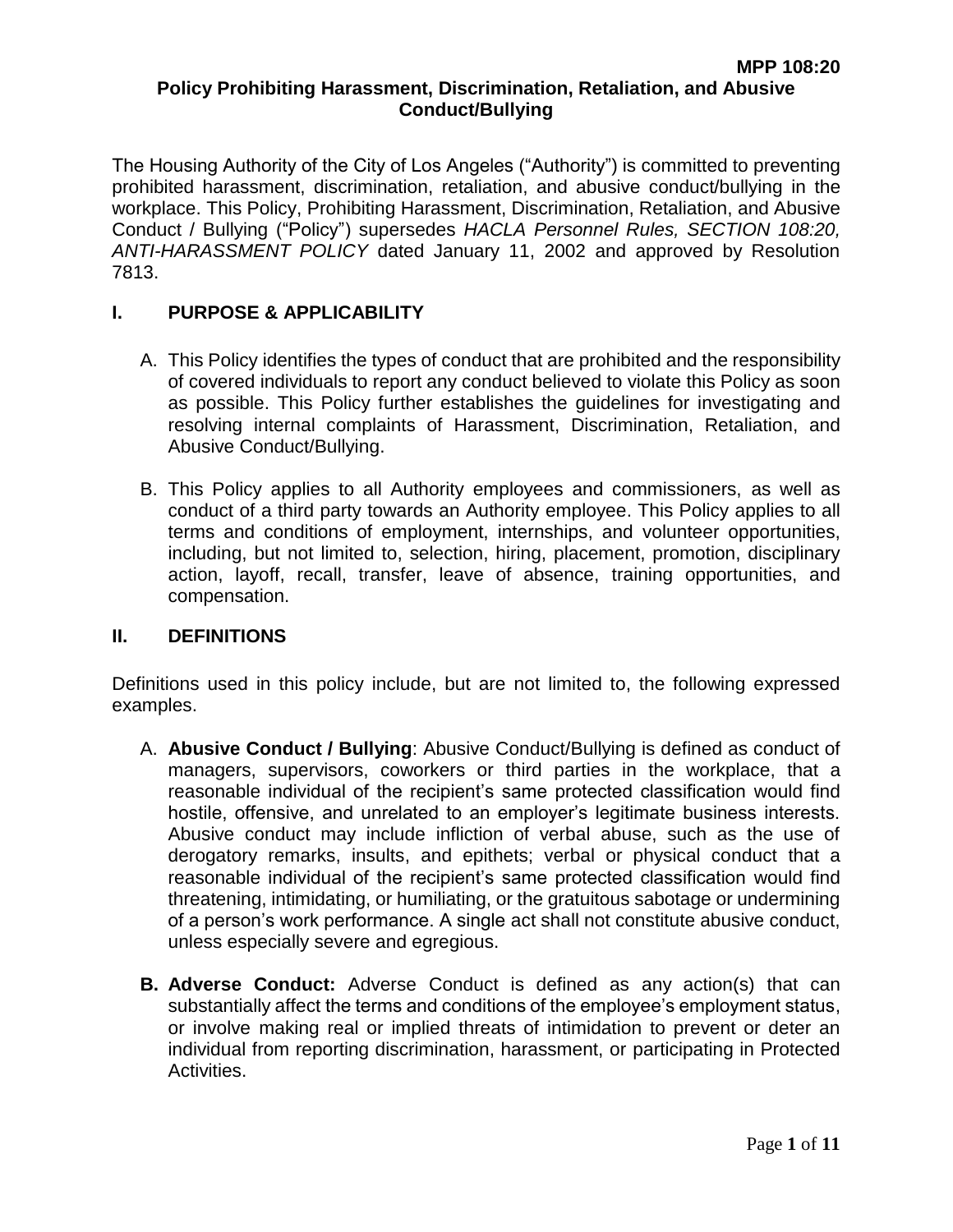MPP 108:20

# Policy Prohibiting Harassment, Discrimination, Retaliation, and Abusive Conduct/Bullying

The Housing Authority of the City of Los Angeles ("Authority") is committed to preventing prohibited harassment, discrimination, retaliation, and abusive conduct/bullying in the workplace. This Policy, Prohibiting Harassment, Discrimination, Retaliation, and Abusive Conduct / Bullying ("Policy") supersedes *HACLA Personnel Rules, SECTION 108:20, ANTI-HARASSMENT POLICY* dated January 11, 2002 and approved by Resolution 7813.

## I. PURPOSE & APPLICABILITY

A. This Policy identifies the types of conduct that are prohibited and the responsibility of covered individuals to report any conduct believed to violate this Policy as soon as possible. This Policy further establishes the guidelines for investigating and resolving internal complaints of Harassment, Discrimination, Retaliation, and Abusive Conduct/Bullying.

B. This Policy applies to all Authority employees and commissioners, as well as conduct of a third party towards an Authority employee. This Policy applies to all terms and conditions of employment, internships, and volunteer opportunities, including, but not limited to, selection, hiring, placement, promotion, disciplinary action, layoff, recall, transfer, leave of absence, training opportunities, and compensation.

## II. DEFINITIONS

Definitions used in this policy include, but are not limited to, the following expressed examples.

A. **Abusive Conduct / Bullying**: Abusive Conduct/Bullying is defined as conduct of managers, supervisors, coworkers or third parties in the workplace, that a reasonable individual of the recipient's same protected classification would find hostile, offensive, and unrelated to an employer's legitimate business interests. Abusive conduct may include infliction of verbal abuse, such as the use of derogatory remarks, insults, and epithets; verbal or physical conduct that a reasonable individual of the recipient's same protected classification would find threatening, intimidating, or humiliating, or the gratuitous sabotage or undermining of a person's work performance. A single act shall not constitute abusive conduct, unless especially severe and egregious.

**B. Adverse Conduct:** Adverse Conduct is defined as any action(s) that can substantially affect the terms and conditions of the employee's employment status, or involve making real or implied threats of intimidation to prevent or deter an individual from reporting discrimination, harassment, or participating in Protected Activities.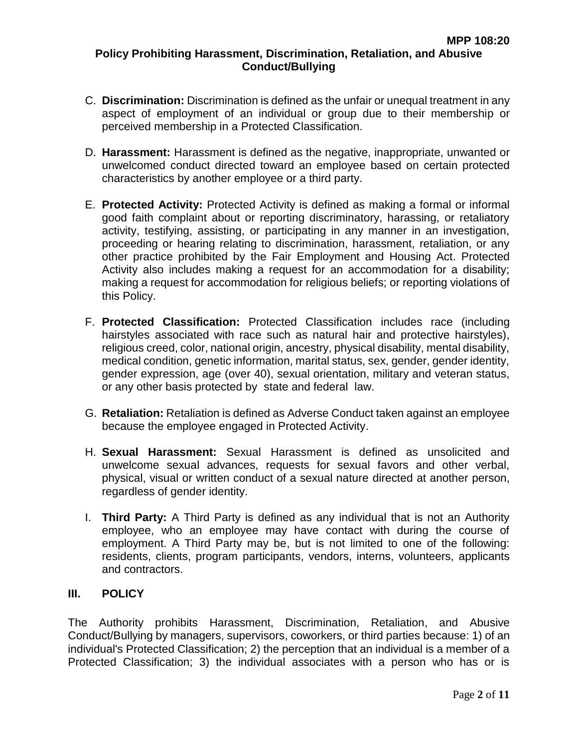C. **Discrimination:** Discrimination is defined as the unfair or unequal treatment in any aspect of employment of an individual or group due to their membership or perceived membership in a Protected Classification.

D. **Harassment:** Harassment is defined as the negative, inappropriate, unwanted or unwelcomed conduct directed toward an employee based on certain protected characteristics by another employee or a third party.

E. **Protected Activity:** Protected Activity is defined as making a formal or informal good faith complaint about or reporting discriminatory, harassing, or retaliatory activity, testifying, assisting, or participating in any manner in an investigation, proceeding or hearing relating to discrimination, harassment, retaliation, or any other practice prohibited by the Fair Employment and Housing Act. Protected Activity also includes making a request for an accommodation for a disability; making a request for accommodation for religious beliefs; or reporting violations of this Policy.

F. **Protected Classification:** Protected Classification includes race (including hairstyles associated with race such as natural hair and protective hairstyles), religious creed, color, national origin, ancestry, physical disability, mental disability, medical condition, genetic information, marital status, sex, gender, gender identity, gender expression, age (over 40), sexual orientation, military and veteran status, or any other basis protected by state and federal law.

G. **Retaliation:** Retaliation is defined as Adverse Conduct taken against an employee because the employee engaged in Protected Activity.

H. **Sexual Harassment:** Sexual Harassment is defined as unsolicited and unwelcome sexual advances, requests for sexual favors and other verbal, physical, visual or written conduct of a sexual nature directed at another person, regardless of gender identity.

I. **Third Party:** A Third Party is defined as any individual that is not an Authority employee, who an employee may have contact with during the course of employment. A Third Party may be, but is not limited to one of the following: residents, clients, program participants, vendors, interns, volunteers, applicants and contractors.

## III. POLICY

The Authority prohibits Harassment, Discrimination, Retaliation, and Abusive Conduct/Bullying by managers, supervisors, coworkers, or third parties because: 1) of an individual's Protected Classification; 2) the perception that an individual is a member of a Protected Classification; 3) the individual associates with a person who has or is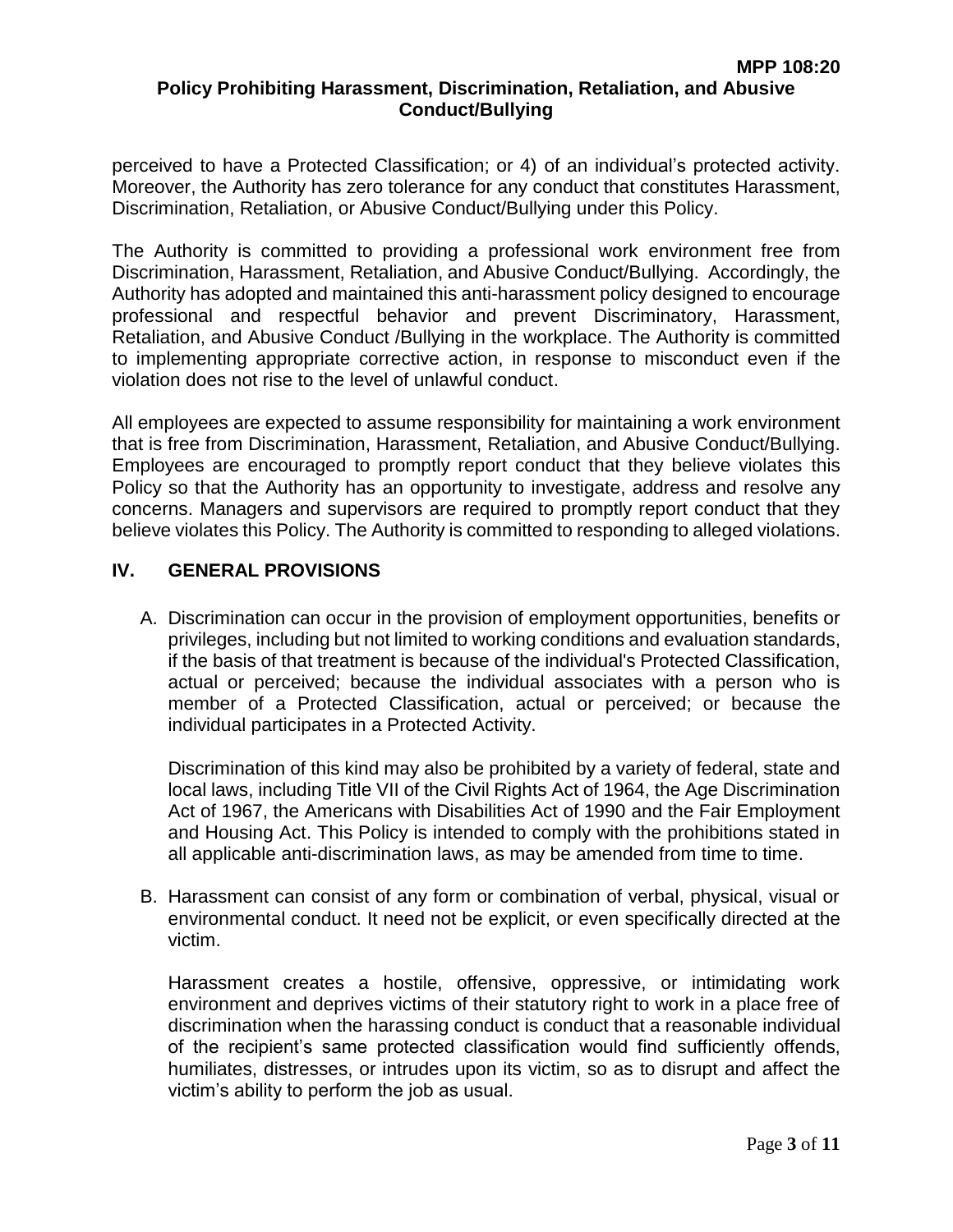perceived to have a Protected Classification; or 4) of an individual's protected activity. Moreover, the Authority has zero tolerance for any conduct that constitutes Harassment, Discrimination, Retaliation, or Abusive Conduct/Bullying under this Policy.

The Authority is committed to providing a professional work environment free from Discrimination, Harassment, Retaliation, and Abusive Conduct/Bullying. Accordingly, the Authority has adopted and maintained this anti-harassment policy designed to encourage professional and respectful behavior and prevent Discriminatory, Harassment, Retaliation, and Abusive Conduct /Bullying in the workplace. The Authority is committed to implementing appropriate corrective action, in response to misconduct even if the violation does not rise to the level of unlawful conduct.

All employees are expected to assume responsibility for maintaining a work environment that is free from Discrimination, Harassment, Retaliation, and Abusive Conduct/Bullying. Employees are encouraged to promptly report conduct that they believe violates this Policy so that the Authority has an opportunity to investigate, address and resolve any concerns. Managers and supervisors are required to promptly report conduct that they believe violates this Policy. The Authority is committed to responding to alleged violations.

## IV. GENERAL PROVISIONS

A. Discrimination can occur in the provision of employment opportunities, benefits or privileges, including but not limited to working conditions and evaluation standards, if the basis of that treatment is because of the individual's Protected Classification, actual or perceived; because the individual associates with a person who is member of a Protected Classification, actual or perceived; or because the individual participates in a Protected Activity.

   Discrimination of this kind may also be prohibited by a variety of federal, state and local laws, including Title VII of the Civil Rights Act of 1964, the Age Discrimination Act of 1967, the Americans with Disabilities Act of 1990 and the Fair Employment and Housing Act. This Policy is intended to comply with the prohibitions stated in all applicable anti-discrimination laws, as may be amended from time to time.

B. Harassment can consist of any form or combination of verbal, physical, visual or environmental conduct. It need not be explicit, or even specifically directed at the victim.

   Harassment creates a hostile, offensive, oppressive, or intimidating work environment and deprives victims of their statutory right to work in a place free of discrimination when the harassing conduct is conduct that a reasonable individual of the recipient's same protected classification would find sufficiently offends, humiliates, distresses, or intrudes upon its victim, so as to disrupt and affect the victim's ability to perform the job as usual.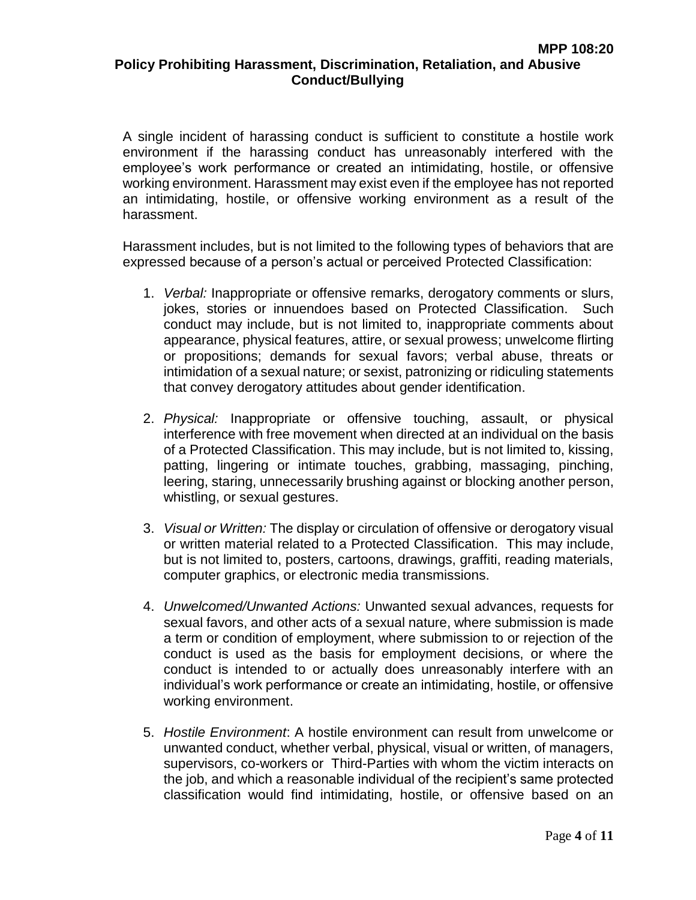A single incident of harassing conduct is sufficient to constitute a hostile work environment if the harassing conduct has unreasonably interfered with the employee's work performance or created an intimidating, hostile, or offensive working environment. Harassment may exist even if the employee has not reported an intimidating, hostile, or offensive working environment as a result of the harassment.

Harassment includes, but is not limited to the following types of behaviors that are expressed because of a person's actual or perceived Protected Classification:

1. *Verbal:* Inappropriate or offensive remarks, derogatory comments or slurs, jokes, stories or innuendoes based on Protected Classification. Such conduct may include, but is not limited to, inappropriate comments about appearance, physical features, attire, or sexual prowess; unwelcome flirting or propositions; demands for sexual favors; verbal abuse, threats or intimidation of a sexual nature; or sexist, patronizing or ridiculing statements that convey derogatory attitudes about gender identification.

2. *Physical:* Inappropriate or offensive touching, assault, or physical interference with free movement when directed at an individual on the basis of a Protected Classification. This may include, but is not limited to, kissing, patting, lingering or intimate touches, grabbing, massaging, pinching, leering, staring, unnecessarily brushing against or blocking another person, whistling, or sexual gestures.

3. *Visual or Written:* The display or circulation of offensive or derogatory visual or written material related to a Protected Classification. This may include, but is not limited to, posters, cartoons, drawings, graffiti, reading materials, computer graphics, or electronic media transmissions.

4. *Unwelcomed/Unwanted Actions:* Unwanted sexual advances, requests for sexual favors, and other acts of a sexual nature, where submission is made a term or condition of employment, where submission to or rejection of the conduct is used as the basis for employment decisions, or where the conduct is intended to or actually does unreasonably interfere with an individual's work performance or create an intimidating, hostile, or offensive working environment.

5. *Hostile Environment*: A hostile environment can result from unwelcome or unwanted conduct, whether verbal, physical, visual or written, of managers, supervisors, co-workers or Third-Parties with whom the victim interacts on the job, and which a reasonable individual of the recipient's same protected classification would find intimidating, hostile, or offensive based on an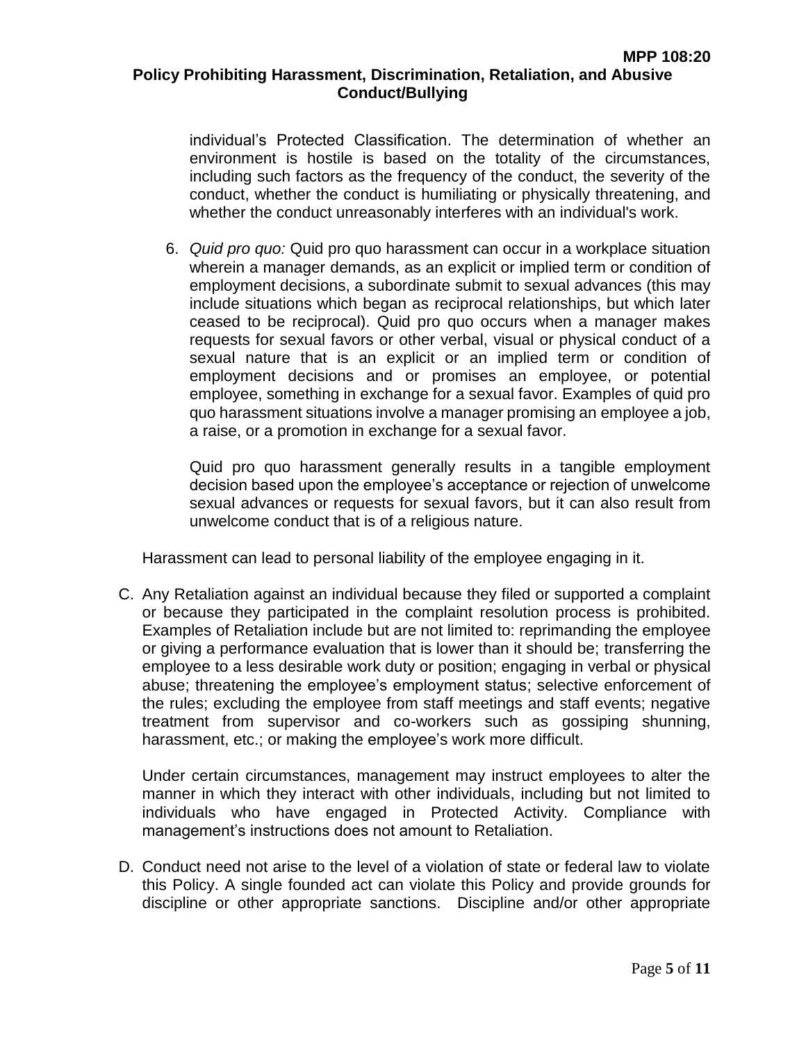individual's Protected Classification. The determination of whether an environment is hostile is based on the totality of the circumstances, including such factors as the frequency of the conduct, the severity of the conduct, whether the conduct is humiliating or physically threatening, and whether the conduct unreasonably interferes with an individual's work.

6. *Quid pro quo:* Quid pro quo harassment can occur in a workplace situation wherein a manager demands, as an explicit or implied term or condition of employment decisions, a subordinate submit to sexual advances (this may include situations which began as reciprocal relationships, but which later ceased to be reciprocal). Quid pro quo occurs when a manager makes requests for sexual favors or other verbal, visual or physical conduct of a sexual nature that is an explicit or an implied term or condition of employment decisions and or promises an employee, or potential employee, something in exchange for a sexual favor. Examples of quid pro quo harassment situations involve a manager promising an employee a job, a raise, or a promotion in exchange for a sexual favor.

   Quid pro quo harassment generally results in a tangible employment decision based upon the employee's acceptance or rejection of unwelcome sexual advances or requests for sexual favors, but it can also result from unwelcome conduct that is of a religious nature.

Harassment can lead to personal liability of the employee engaging in it.

C. Any Retaliation against an individual because they filed or supported a complaint or because they participated in the complaint resolution process is prohibited. Examples of Retaliation include but are not limited to: reprimanding the employee or giving a performance evaluation that is lower than it should be; transferring the employee to a less desirable work duty or position; engaging in verbal or physical abuse; threatening the employee's employment status; selective enforcement of the rules; excluding the employee from staff meetings and staff events; negative treatment from supervisor and co-workers such as gossiping shunning, harassment, etc.; or making the employee's work more difficult.

   Under certain circumstances, management may instruct employees to alter the manner in which they interact with other individuals, including but not limited to individuals who have engaged in Protected Activity. Compliance with management's instructions does not amount to Retaliation.

D. Conduct need not arise to the level of a violation of state or federal law to violate this Policy. A single founded act can violate this Policy and provide grounds for discipline or other appropriate sanctions. Discipline and/or other appropriate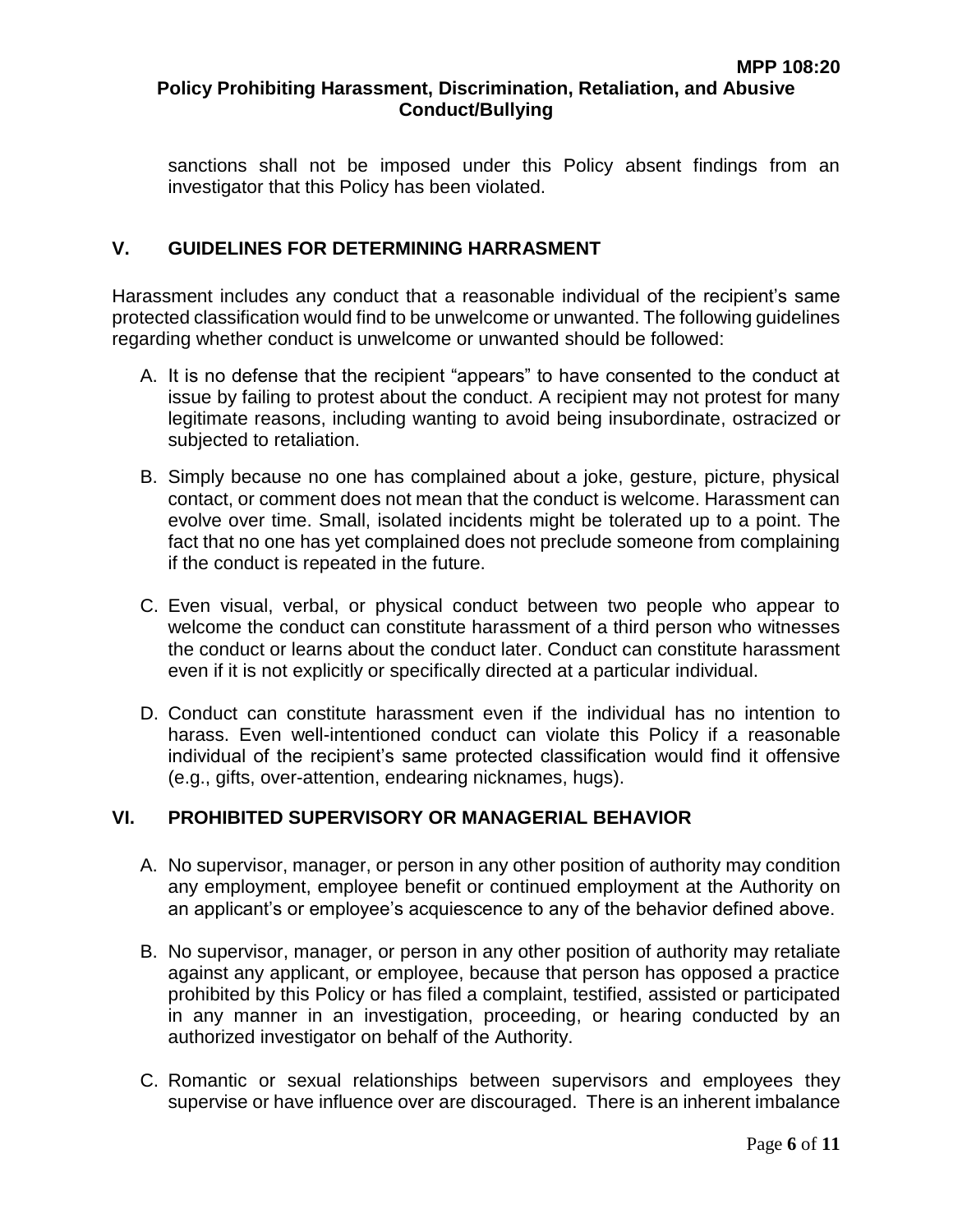sanctions shall not be imposed under this Policy absent findings from an investigator that this Policy has been violated.

## V. GUIDELINES FOR DETERMINING HARRASMENT

Harassment includes any conduct that a reasonable individual of the recipient's same protected classification would find to be unwelcome or unwanted. The following guidelines regarding whether conduct is unwelcome or unwanted should be followed:

A. It is no defense that the recipient "appears" to have consented to the conduct at issue by failing to protest about the conduct. A recipient may not protest for many legitimate reasons, including wanting to avoid being insubordinate, ostracized or subjected to retaliation.

B. Simply because no one has complained about a joke, gesture, picture, physical contact, or comment does not mean that the conduct is welcome. Harassment can evolve over time. Small, isolated incidents might be tolerated up to a point. The fact that no one has yet complained does not preclude someone from complaining if the conduct is repeated in the future.

C. Even visual, verbal, or physical conduct between two people who appear to welcome the conduct can constitute harassment of a third person who witnesses the conduct or learns about the conduct later. Conduct can constitute harassment even if it is not explicitly or specifically directed at a particular individual.

D. Conduct can constitute harassment even if the individual has no intention to harass. Even well-intentioned conduct can violate this Policy if a reasonable individual of the recipient's same protected classification would find it offensive (e.g., gifts, over-attention, endearing nicknames, hugs).

## VI. PROHIBITED SUPERVISORY OR MANAGERIAL BEHAVIOR

A. No supervisor, manager, or person in any other position of authority may condition any employment, employee benefit or continued employment at the Authority on an applicant's or employee's acquiescence to any of the behavior defined above.

B. No supervisor, manager, or person in any other position of authority may retaliate against any applicant, or employee, because that person has opposed a practice prohibited by this Policy or has filed a complaint, testified, assisted or participated in any manner in an investigation, proceeding, or hearing conducted by an authorized investigator on behalf of the Authority.

C. Romantic or sexual relationships between supervisors and employees they supervise or have influence over are discouraged. There is an inherent imbalance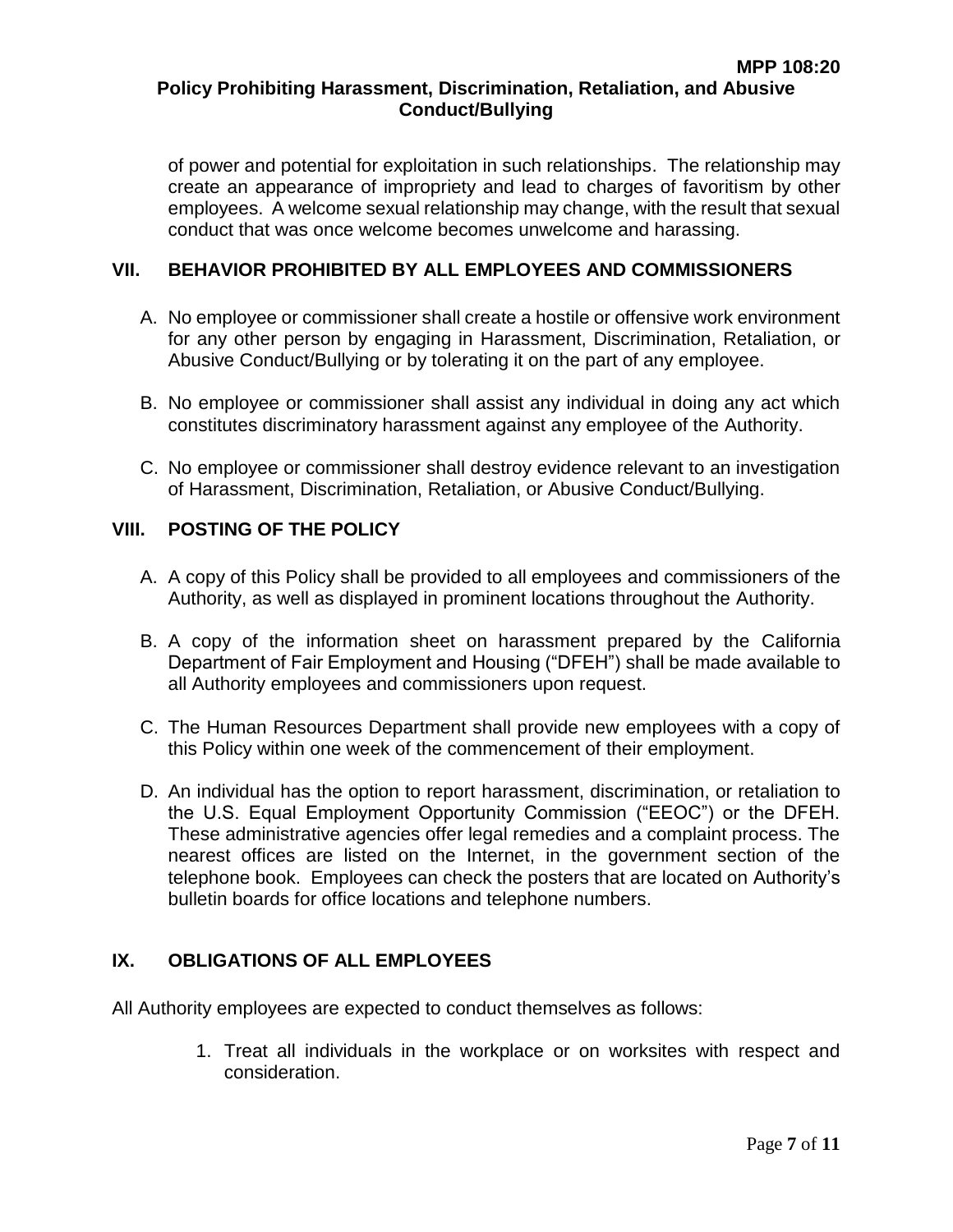of power and potential for exploitation in such relationships. The relationship may create an appearance of impropriety and lead to charges of favoritism by other employees. A welcome sexual relationship may change, with the result that sexual conduct that was once welcome becomes unwelcome and harassing.

## VII. BEHAVIOR PROHIBITED BY ALL EMPLOYEES AND COMMISSIONERS

A. No employee or commissioner shall create a hostile or offensive work environment for any other person by engaging in Harassment, Discrimination, Retaliation, or Abusive Conduct/Bullying or by tolerating it on the part of any employee.

B. No employee or commissioner shall assist any individual in doing any act which constitutes discriminatory harassment against any employee of the Authority.

C. No employee or commissioner shall destroy evidence relevant to an investigation of Harassment, Discrimination, Retaliation, or Abusive Conduct/Bullying.

## VIII. POSTING OF THE POLICY

A. A copy of this Policy shall be provided to all employees and commissioners of the Authority, as well as displayed in prominent locations throughout the Authority.

B. A copy of the information sheet on harassment prepared by the California Department of Fair Employment and Housing ("DFEH") shall be made available to all Authority employees and commissioners upon request.

C. The Human Resources Department shall provide new employees with a copy of this Policy within one week of the commencement of their employment.

D. An individual has the option to report harassment, discrimination, or retaliation to the U.S. Equal Employment Opportunity Commission ("EEOC") or the DFEH. These administrative agencies offer legal remedies and a complaint process. The nearest offices are listed on the Internet, in the government section of the telephone book. Employees can check the posters that are located on Authority's bulletin boards for office locations and telephone numbers.

## IX. OBLIGATIONS OF ALL EMPLOYEES

All Authority employees are expected to conduct themselves as follows:

1. Treat all individuals in the workplace or on worksites with respect and consideration.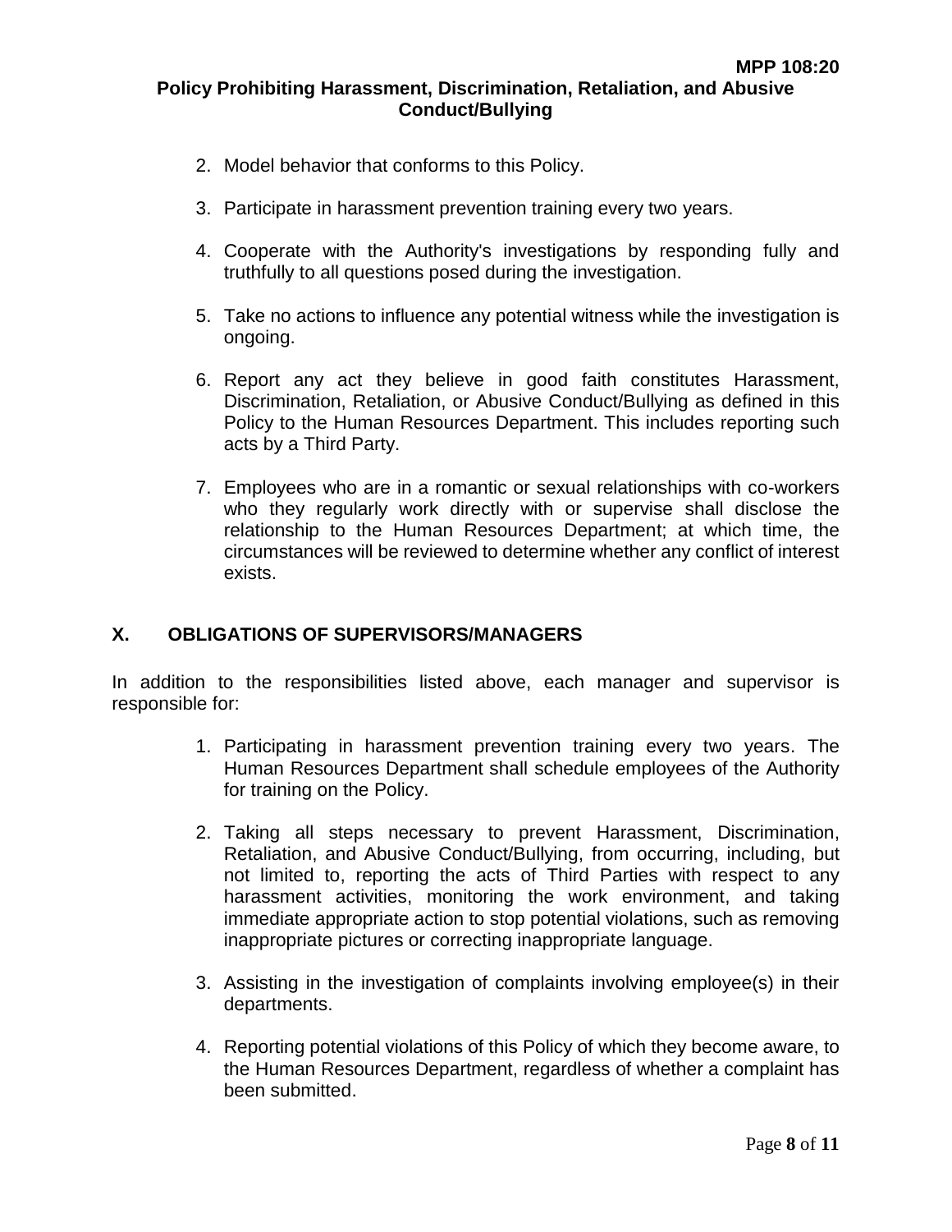2. Model behavior that conforms to this Policy.

3. Participate in harassment prevention training every two years.

4. Cooperate with the Authority's investigations by responding fully and truthfully to all questions posed during the investigation.

5. Take no actions to influence any potential witness while the investigation is ongoing.

6. Report any act they believe in good faith constitutes Harassment, Discrimination, Retaliation, or Abusive Conduct/Bullying as defined in this Policy to the Human Resources Department. This includes reporting such acts by a Third Party.

7. Employees who are in a romantic or sexual relationships with co-workers who they regularly work directly with or supervise shall disclose the relationship to the Human Resources Department; at which time, the circumstances will be reviewed to determine whether any conflict of interest exists.

## X. OBLIGATIONS OF SUPERVISORS/MANAGERS

In addition to the responsibilities listed above, each manager and supervisor is responsible for:

1. Participating in harassment prevention training every two years. The Human Resources Department shall schedule employees of the Authority for training on the Policy.

2. Taking all steps necessary to prevent Harassment, Discrimination, Retaliation, and Abusive Conduct/Bullying, from occurring, including, but not limited to, reporting the acts of Third Parties with respect to any harassment activities, monitoring the work environment, and taking immediate appropriate action to stop potential violations, such as removing inappropriate pictures or correcting inappropriate language.

3. Assisting in the investigation of complaints involving employee(s) in their departments.

4. Reporting potential violations of this Policy of which they become aware, to the Human Resources Department, regardless of whether a complaint has been submitted.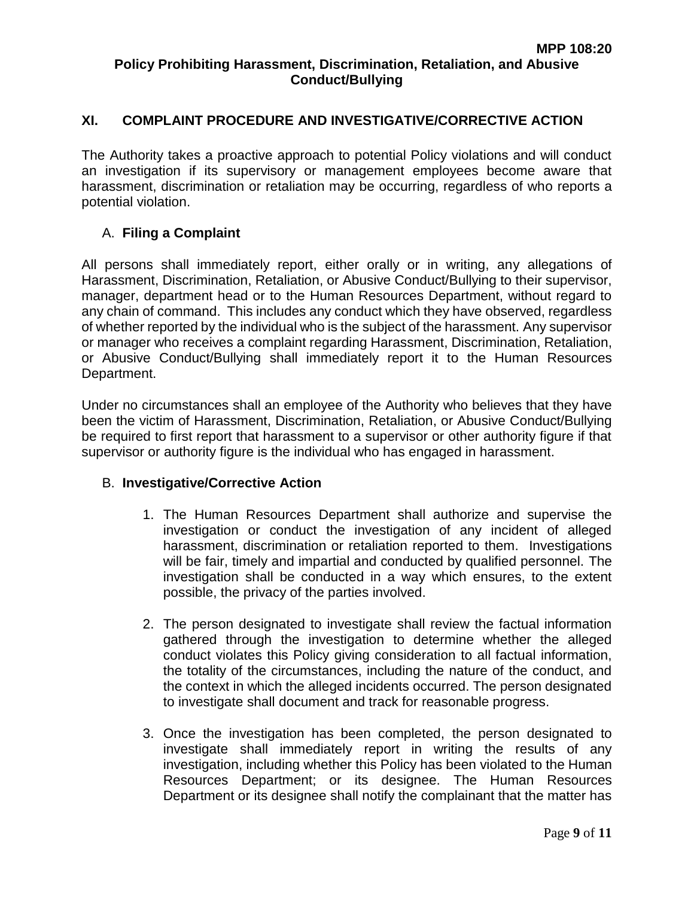## XI. COMPLAINT PROCEDURE AND INVESTIGATIVE/CORRECTIVE ACTION

The Authority takes a proactive approach to potential Policy violations and will conduct an investigation if its supervisory or management employees become aware that harassment, discrimination or retaliation may be occurring, regardless of who reports a potential violation.

### A. Filing a Complaint

All persons shall immediately report, either orally or in writing, any allegations of Harassment, Discrimination, Retaliation, or Abusive Conduct/Bullying to their supervisor, manager, department head or to the Human Resources Department, without regard to any chain of command. This includes any conduct which they have observed, regardless of whether reported by the individual who is the subject of the harassment. Any supervisor or manager who receives a complaint regarding Harassment, Discrimination, Retaliation, or Abusive Conduct/Bullying shall immediately report it to the Human Resources Department.

Under no circumstances shall an employee of the Authority who believes that they have been the victim of Harassment, Discrimination, Retaliation, or Abusive Conduct/Bullying be required to first report that harassment to a supervisor or other authority figure if that supervisor or authority figure is the individual who has engaged in harassment.

### B. Investigative/Corrective Action

1. The Human Resources Department shall authorize and supervise the investigation or conduct the investigation of any incident of alleged harassment, discrimination or retaliation reported to them. Investigations will be fair, timely and impartial and conducted by qualified personnel. The investigation shall be conducted in a way which ensures, to the extent possible, the privacy of the parties involved.

2. The person designated to investigate shall review the factual information gathered through the investigation to determine whether the alleged conduct violates this Policy giving consideration to all factual information, the totality of the circumstances, including the nature of the conduct, and the context in which the alleged incidents occurred. The person designated to investigate shall document and track for reasonable progress.

3. Once the investigation has been completed, the person designated to investigate shall immediately report in writing the results of any investigation, including whether this Policy has been violated to the Human Resources Department; or its designee. The Human Resources Department or its designee shall notify the complainant that the matter has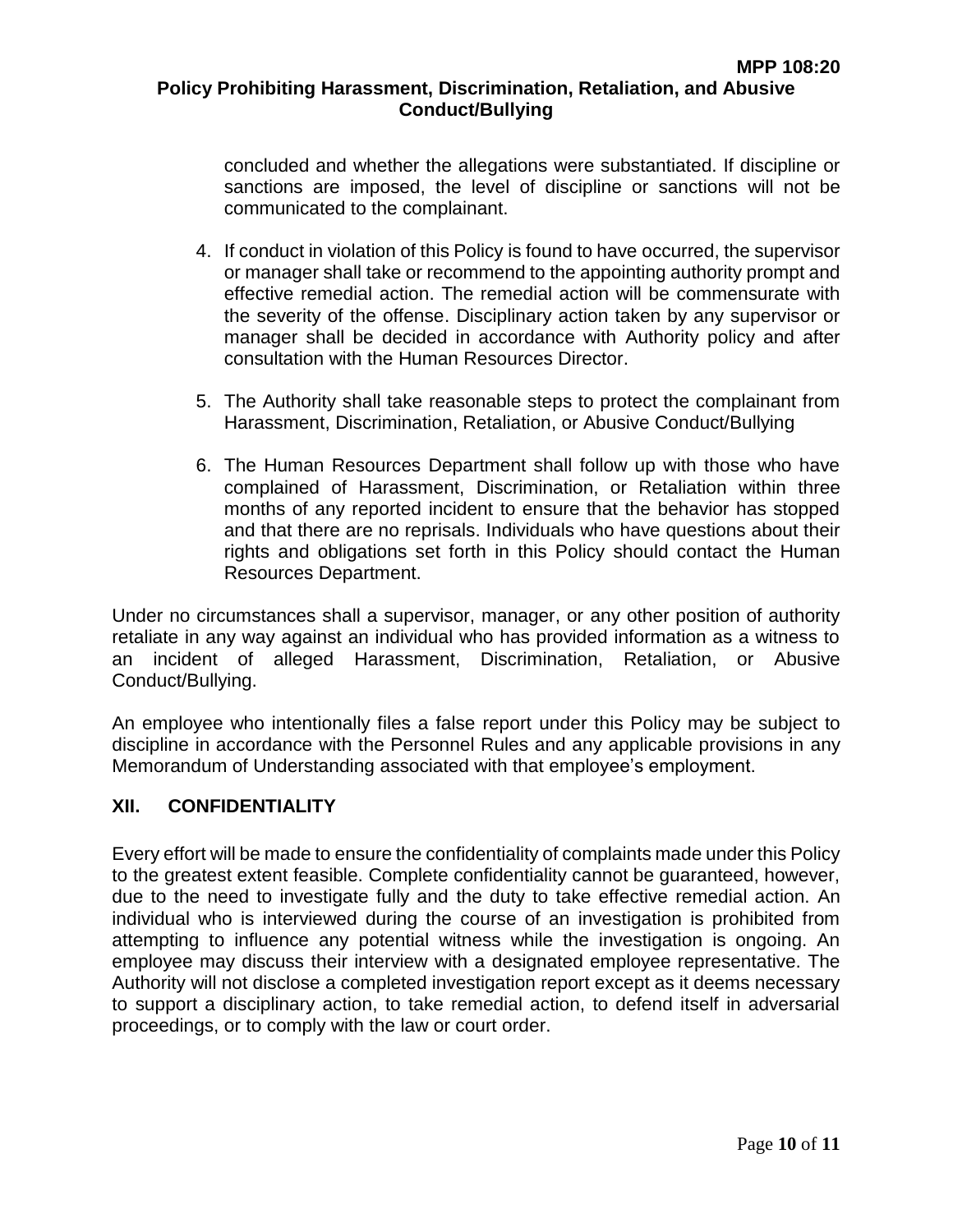concluded and whether the allegations were substantiated. If discipline or sanctions are imposed, the level of discipline or sanctions will not be communicated to the complainant.

4. If conduct in violation of this Policy is found to have occurred, the supervisor or manager shall take or recommend to the appointing authority prompt and effective remedial action. The remedial action will be commensurate with the severity of the offense. Disciplinary action taken by any supervisor or manager shall be decided in accordance with Authority policy and after consultation with the Human Resources Director.

5. The Authority shall take reasonable steps to protect the complainant from Harassment, Discrimination, Retaliation, or Abusive Conduct/Bullying

6. The Human Resources Department shall follow up with those who have complained of Harassment, Discrimination, or Retaliation within three months of any reported incident to ensure that the behavior has stopped and that there are no reprisals. Individuals who have questions about their rights and obligations set forth in this Policy should contact the Human Resources Department.

Under no circumstances shall a supervisor, manager, or any other position of authority retaliate in any way against an individual who has provided information as a witness to an incident of alleged Harassment, Discrimination, Retaliation, or Abusive Conduct/Bullying.

An employee who intentionally files a false report under this Policy may be subject to discipline in accordance with the Personnel Rules and any applicable provisions in any Memorandum of Understanding associated with that employee's employment.

## XII. CONFIDENTIALITY

Every effort will be made to ensure the confidentiality of complaints made under this Policy to the greatest extent feasible. Complete confidentiality cannot be guaranteed, however, due to the need to investigate fully and the duty to take effective remedial action. An individual who is interviewed during the course of an investigation is prohibited from attempting to influence any potential witness while the investigation is ongoing. An employee may discuss their interview with a designated employee representative. The Authority will not disclose a completed investigation report except as it deems necessary to support a disciplinary action, to take remedial action, to defend itself in adversarial proceedings, or to comply with the law or court order.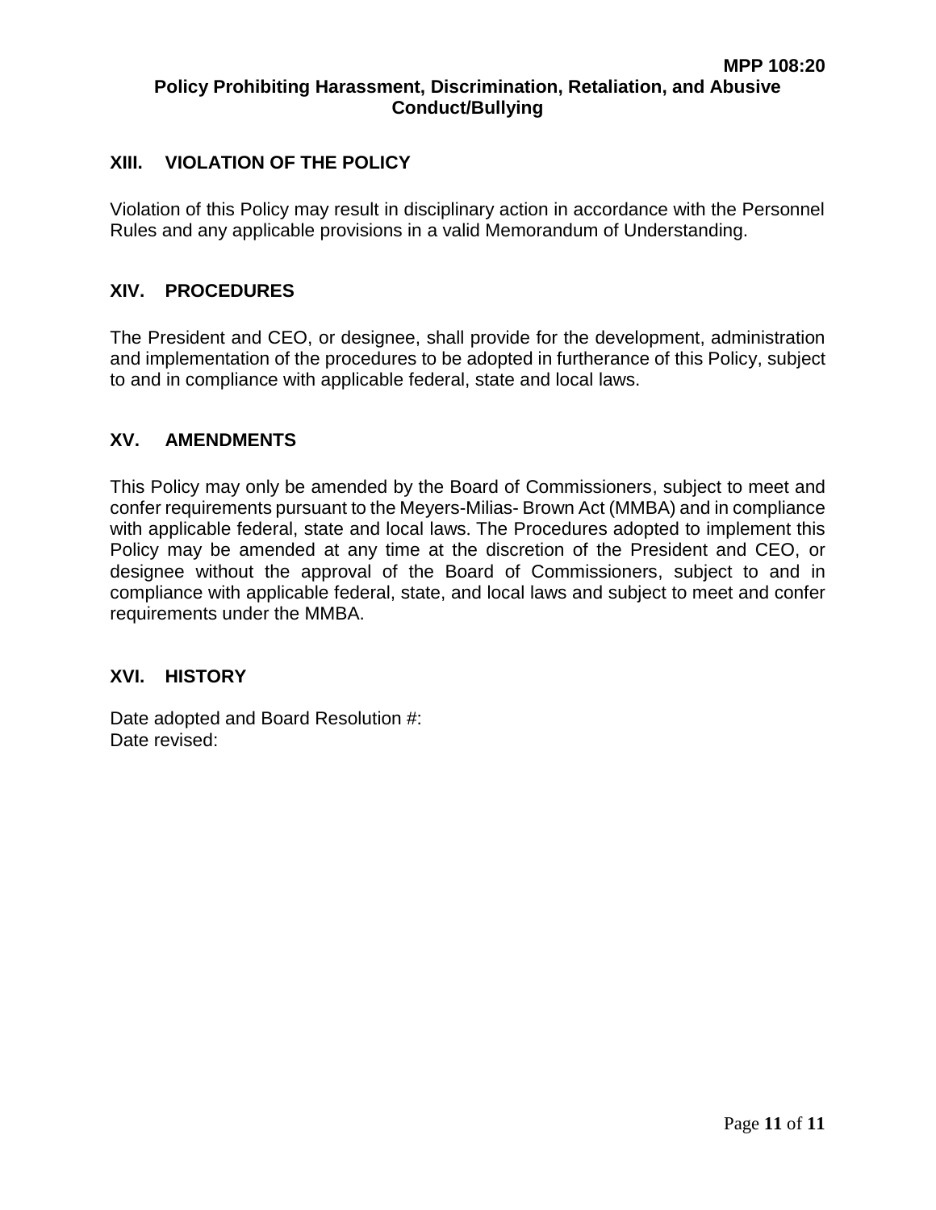## XIII. VIOLATION OF THE POLICY

Violation of this Policy may result in disciplinary action in accordance with the Personnel Rules and any applicable provisions in a valid Memorandum of Understanding.

## XIV. PROCEDURES

The President and CEO, or designee, shall provide for the development, administration and implementation of the procedures to be adopted in furtherance of this Policy, subject to and in compliance with applicable federal, state and local laws.

## XV. AMENDMENTS

This Policy may only be amended by the Board of Commissioners, subject to meet and confer requirements pursuant to the Meyers-Milias- Brown Act (MMBA) and in compliance with applicable federal, state and local laws. The Procedures adopted to implement this Policy may be amended at any time at the discretion of the President and CEO, or designee without the approval of the Board of Commissioners, subject to and in compliance with applicable federal, state, and local laws and subject to meet and confer requirements under the MMBA.

## XVI. HISTORY

Date adopted and Board Resolution #:
Date revised: